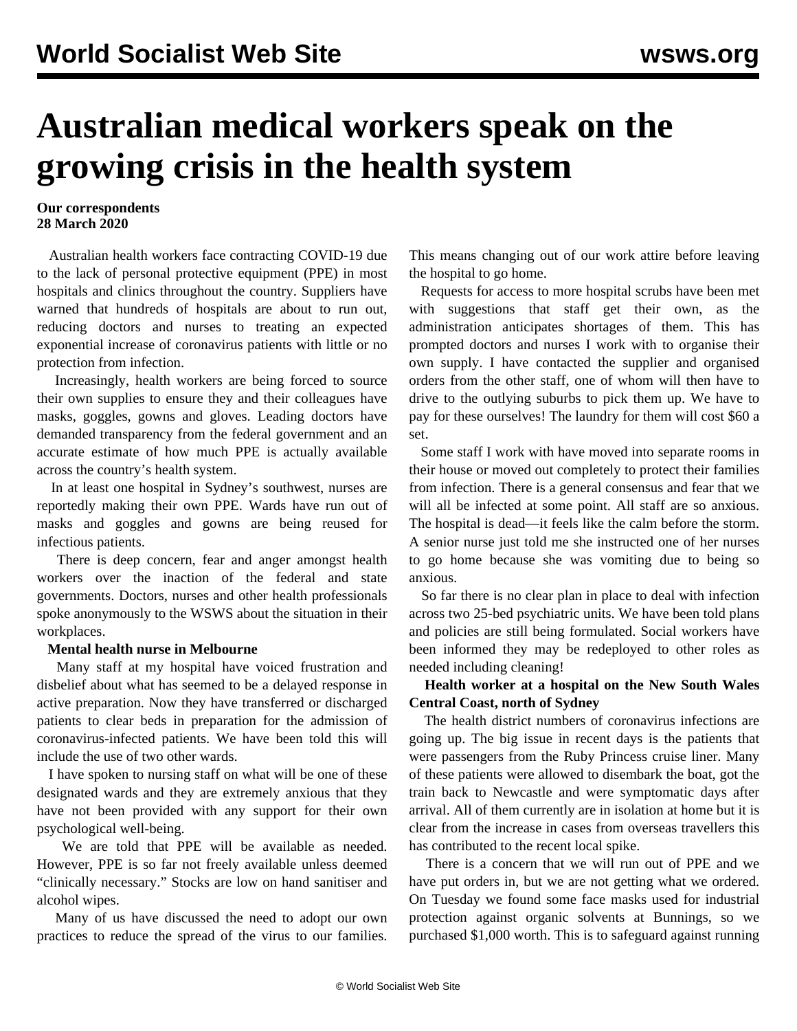# Australian medical workers speak on the growing crisis in the health system

**Our correspondents**
**28 March 2020**

Australian health workers face contracting COVID-19 due to the lack of personal protective equipment (PPE) in most hospitals and clinics throughout the country. Suppliers have warned that hundreds of hospitals are about to run out, reducing doctors and nurses to treating an expected exponential increase of coronavirus patients with little or no protection from infection.

Increasingly, health workers are being forced to source their own supplies to ensure they and their colleagues have masks, goggles, gowns and gloves. Leading doctors have demanded transparency from the federal government and an accurate estimate of how much PPE is actually available across the country's health system.

In at least one hospital in Sydney's southwest, nurses are reportedly making their own PPE. Wards have run out of masks and goggles and gowns are being reused for infectious patients.

There is deep concern, fear and anger amongst health workers over the inaction of the federal and state governments. Doctors, nurses and other health professionals spoke anonymously to the WSWS about the situation in their workplaces.

**Mental health nurse in Melbourne**

Many staff at my hospital have voiced frustration and disbelief about what has seemed to be a delayed response in active preparation. Now they have transferred or discharged patients to clear beds in preparation for the admission of coronavirus-infected patients. We have been told this will include the use of two other wards.

I have spoken to nursing staff on what will be one of these designated wards and they are extremely anxious that they have not been provided with any support for their own psychological well-being.

We are told that PPE will be available as needed. However, PPE is so far not freely available unless deemed "clinically necessary." Stocks are low on hand sanitiser and alcohol wipes.

Many of us have discussed the need to adopt our own practices to reduce the spread of the virus to our families. This means changing out of our work attire before leaving the hospital to go home.

Requests for access to more hospital scrubs have been met with suggestions that staff get their own, as the administration anticipates shortages of them. This has prompted doctors and nurses I work with to organise their own supply. I have contacted the supplier and organised orders from the other staff, one of whom will then have to drive to the outlying suburbs to pick them up. We have to pay for these ourselves! The laundry for them will cost $60 a set.

Some staff I work with have moved into separate rooms in their house or moved out completely to protect their families from infection. There is a general consensus and fear that we will all be infected at some point. All staff are so anxious. The hospital is dead—it feels like the calm before the storm. A senior nurse just told me she instructed one of her nurses to go home because she was vomiting due to being so anxious.

So far there is no clear plan in place to deal with infection across two 25-bed psychiatric units. We have been told plans and policies are still being formulated. Social workers have been informed they may be redeployed to other roles as needed including cleaning!

**Health worker at a hospital on the New South Wales Central Coast, north of Sydney**

The health district numbers of coronavirus infections are going up. The big issue in recent days is the patients that were passengers from the Ruby Princess cruise liner. Many of these patients were allowed to disembark the boat, got the train back to Newcastle and were symptomatic days after arrival. All of them currently are in isolation at home but it is clear from the increase in cases from overseas travellers this has contributed to the recent local spike.

There is a concern that we will run out of PPE and we have put orders in, but we are not getting what we ordered. On Tuesday we found some face masks used for industrial protection against organic solvents at Bunnings, so we purchased $1,000 worth. This is to safeguard against running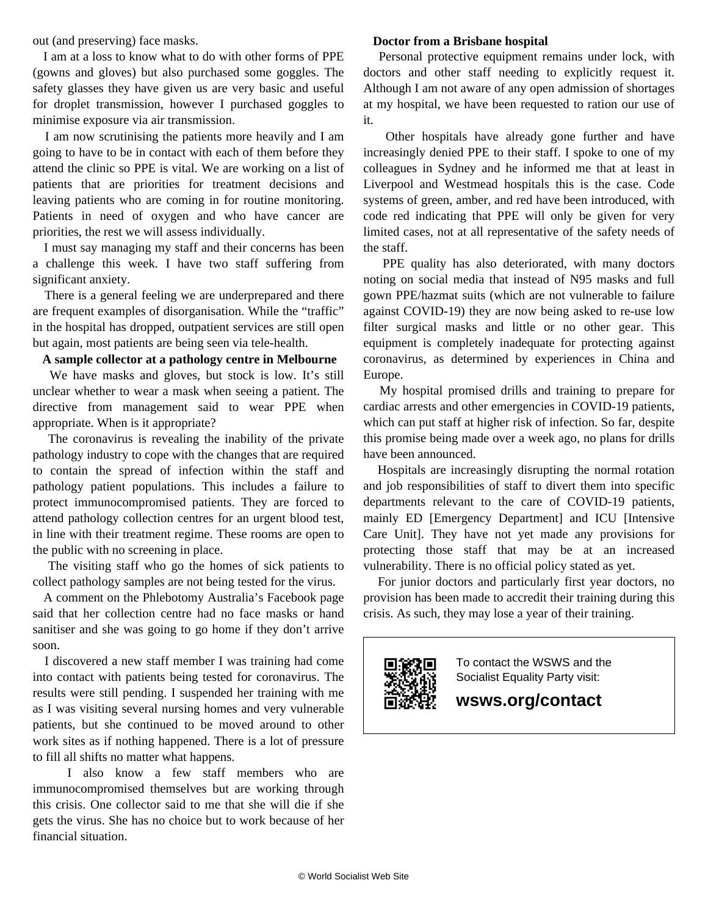out (and preserving) face masks.

I am at a loss to know what to do with other forms of PPE (gowns and gloves) but also purchased some goggles. The safety glasses they have given us are very basic and useful for droplet transmission, however I purchased goggles to minimise exposure via air transmission.

I am now scrutinising the patients more heavily and I am going to have to be in contact with each of them before they attend the clinic so PPE is vital. We are working on a list of patients that are priorities for treatment decisions and leaving patients who are coming in for routine monitoring. Patients in need of oxygen and who have cancer are priorities, the rest we will assess individually.

I must say managing my staff and their concerns has been a challenge this week. I have two staff suffering from significant anxiety.

There is a general feeling we are underprepared and there are frequent examples of disorganisation. While the "traffic" in the hospital has dropped, outpatient services are still open but again, most patients are being seen via tele-health.

**A sample collector at a pathology centre in Melbourne**

We have masks and gloves, but stock is low. It's still unclear whether to wear a mask when seeing a patient. The directive from management said to wear PPE when appropriate. When is it appropriate?

The coronavirus is revealing the inability of the private pathology industry to cope with the changes that are required to contain the spread of infection within the staff and pathology patient populations. This includes a failure to protect immunocompromised patients. They are forced to attend pathology collection centres for an urgent blood test, in line with their treatment regime. These rooms are open to the public with no screening in place.

The visiting staff who go the homes of sick patients to collect pathology samples are not being tested for the virus.

A comment on the Phlebotomy Australia's Facebook page said that her collection centre had no face masks or hand sanitiser and she was going to go home if they don't arrive soon.

I discovered a new staff member I was training had come into contact with patients being tested for coronavirus. The results were still pending. I suspended her training with me as I was visiting several nursing homes and very vulnerable patients, but she continued to be moved around to other work sites as if nothing happened. There is a lot of pressure to fill all shifts no matter what happens.

I also know a few staff members who are immunocompromised themselves but are working through this crisis. One collector said to me that she will die if she gets the virus. She has no choice but to work because of her financial situation.

**Doctor from a Brisbane hospital**

Personal protective equipment remains under lock, with doctors and other staff needing to explicitly request it. Although I am not aware of any open admission of shortages at my hospital, we have been requested to ration our use of it.

Other hospitals have already gone further and have increasingly denied PPE to their staff. I spoke to one of my colleagues in Sydney and he informed me that at least in Liverpool and Westmead hospitals this is the case. Code systems of green, amber, and red have been introduced, with code red indicating that PPE will only be given for very limited cases, not at all representative of the safety needs of the staff.

PPE quality has also deteriorated, with many doctors noting on social media that instead of N95 masks and full gown PPE/hazmat suits (which are not vulnerable to failure against COVID-19) they are now being asked to re-use low filter surgical masks and little or no other gear. This equipment is completely inadequate for protecting against coronavirus, as determined by experiences in China and Europe.

My hospital promised drills and training to prepare for cardiac arrests and other emergencies in COVID-19 patients, which can put staff at higher risk of infection. So far, despite this promise being made over a week ago, no plans for drills have been announced.

Hospitals are increasingly disrupting the normal rotation and job responsibilities of staff to divert them into specific departments relevant to the care of COVID-19 patients, mainly ED [Emergency Department] and ICU [Intensive Care Unit]. They have not yet made any provisions for protecting those staff that may be at an increased vulnerability. There is no official policy stated as yet.

For junior doctors and particularly first year doctors, no provision has been made to accredit their training during this crisis. As such, they may lose a year of their training.

To contact the WSWS and the Socialist Equality Party visit:

**wsws.org/contact**